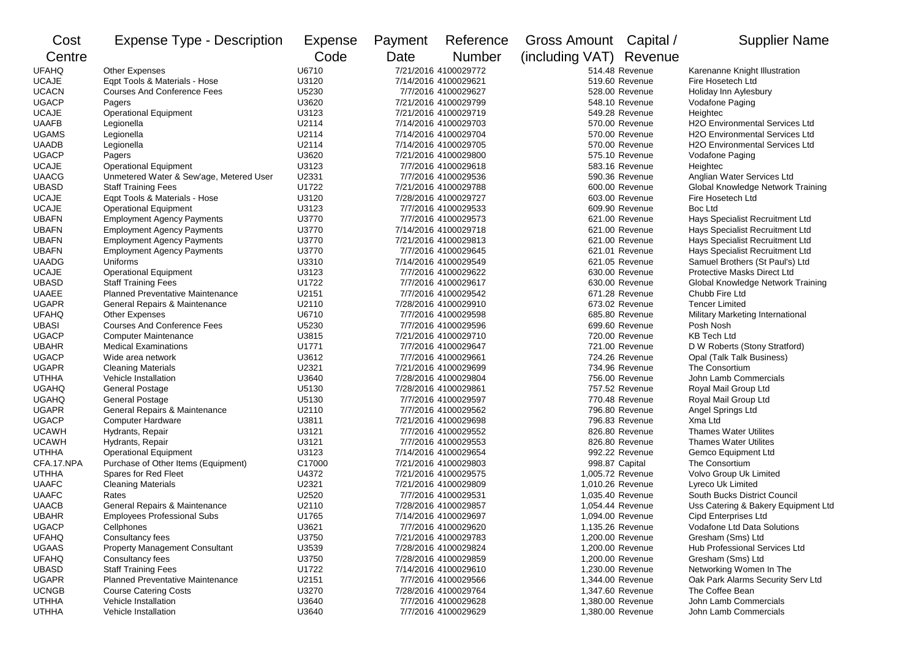| Cost Centre | Expense Type - Description | Expense Code | Payment Date | Reference Number | Gross Amount (including VAT) | Capital / Revenue | Supplier Name |
|---|---|---|---|---|---|---|---|
| UFAHQ | Other Expenses | U6710 | 7/21/2016 | 4100029772 | 514.48 | Revenue | Karenanne Knight Illustration |
| UCAJE | Eqpt Tools & Materials - Hose | U3120 | 7/14/2016 | 4100029621 | 519.60 | Revenue | Fire Hosetech Ltd |
| UCACN | Courses And Conference Fees | U5230 | 7/7/2016 | 4100029627 | 528.00 | Revenue | Holiday Inn Aylesbury |
| UGACP | Pagers | U3620 | 7/21/2016 | 4100029799 | 548.10 | Revenue | Vodafone Paging |
| UCAJE | Operational Equipment | U3123 | 7/21/2016 | 4100029719 | 549.28 | Revenue | Heightec |
| UAAFB | Legionella | U2114 | 7/14/2016 | 4100029703 | 570.00 | Revenue | H2O Environmental Services Ltd |
| UGAMS | Legionella | U2114 | 7/14/2016 | 4100029704 | 570.00 | Revenue | H2O Environmental Services Ltd |
| UAADB | Legionella | U2114 | 7/14/2016 | 4100029705 | 570.00 | Revenue | H2O Environmental Services Ltd |
| UGACP | Pagers | U3620 | 7/21/2016 | 4100029800 | 575.10 | Revenue | Vodafone Paging |
| UCAJE | Operational Equipment | U3123 | 7/7/2016 | 4100029618 | 583.16 | Revenue | Heightec |
| UAACG | Unmetered Water & Sew'age, Metered User | U2331 | 7/7/2016 | 4100029536 | 590.36 | Revenue | Anglian Water Services Ltd |
| UBASD | Staff Training Fees | U1722 | 7/21/2016 | 4100029788 | 600.00 | Revenue | Global Knowledge Network Training |
| UCAJE | Eqpt Tools & Materials - Hose | U3120 | 7/28/2016 | 4100029727 | 603.00 | Revenue | Fire Hosetech Ltd |
| UCAJE | Operational Equipment | U3123 | 7/7/2016 | 4100029533 | 609.90 | Revenue | Boc Ltd |
| UBAFN | Employment Agency Payments | U3770 | 7/7/2016 | 4100029573 | 621.00 | Revenue | Hays Specialist Recruitment Ltd |
| UBAFN | Employment Agency Payments | U3770 | 7/14/2016 | 4100029718 | 621.00 | Revenue | Hays Specialist Recruitment Ltd |
| UBAFN | Employment Agency Payments | U3770 | 7/21/2016 | 4100029813 | 621.00 | Revenue | Hays Specialist Recruitment Ltd |
| UBAFN | Employment Agency Payments | U3770 | 7/7/2016 | 4100029645 | 621.01 | Revenue | Hays Specialist Recruitment Ltd |
| UAADG | Uniforms | U3310 | 7/14/2016 | 4100029549 | 621.05 | Revenue | Samuel Brothers (St Paul's) Ltd |
| UCAJE | Operational Equipment | U3123 | 7/7/2016 | 4100029622 | 630.00 | Revenue | Protective Masks Direct Ltd |
| UBASD | Staff Training Fees | U1722 | 7/7/2016 | 4100029617 | 630.00 | Revenue | Global Knowledge Network Training |
| UAAEE | Planned Preventative Maintenance | U2151 | 7/7/2016 | 4100029542 | 671.28 | Revenue | Chubb Fire Ltd |
| UGAPR | General Repairs & Maintenance | U2110 | 7/28/2016 | 4100029910 | 673.02 | Revenue | Tencer Limited |
| UFAHQ | Other Expenses | U6710 | 7/7/2016 | 4100029598 | 685.80 | Revenue | Military Marketing International |
| UBASI | Courses And Conference Fees | U5230 | 7/7/2016 | 4100029596 | 699.60 | Revenue | Posh Nosh |
| UGACP | Computer Maintenance | U3815 | 7/21/2016 | 4100029710 | 720.00 | Revenue | KB Tech Ltd |
| UBAHR | Medical Examinations | U1771 | 7/7/2016 | 4100029647 | 721.00 | Revenue | D W Roberts (Stony Stratford) |
| UGACP | Wide area network | U3612 | 7/7/2016 | 4100029661 | 724.26 | Revenue | Opal (Talk Talk Business) |
| UGAPR | Cleaning Materials | U2321 | 7/21/2016 | 4100029699 | 734.96 | Revenue | The Consortium |
| UTHHA | Vehicle Installation | U3640 | 7/28/2016 | 4100029804 | 756.00 | Revenue | John Lamb Commercials |
| UGAHQ | General Postage | U5130 | 7/28/2016 | 4100029861 | 757.52 | Revenue | Royal Mail Group Ltd |
| UGAHQ | General Postage | U5130 | 7/7/2016 | 4100029597 | 770.48 | Revenue | Royal Mail Group Ltd |
| UGAPR | General Repairs & Maintenance | U2110 | 7/7/2016 | 4100029562 | 796.80 | Revenue | Angel Springs Ltd |
| UGACP | Computer Hardware | U3811 | 7/21/2016 | 4100029698 | 796.83 | Revenue | Xma Ltd |
| UCAWH | Hydrants, Repair | U3121 | 7/7/2016 | 4100029552 | 826.80 | Revenue | Thames Water Utilites |
| UCAWH | Hydrants, Repair | U3121 | 7/7/2016 | 4100029553 | 826.80 | Revenue | Thames Water Utilites |
| UTHHA | Operational Equipment | U3123 | 7/14/2016 | 4100029654 | 992.22 | Revenue | Gemco Equipment Ltd |
| CFA.17.NPA | Purchase of Other Items (Equipment) | C17000 | 7/21/2016 | 4100029803 | 998.87 | Capital | The Consortium |
| UTHHA | Spares for Red Fleet | U4372 | 7/21/2016 | 4100029575 | 1,005.72 | Revenue | Volvo Group Uk Limited |
| UAAFC | Cleaning Materials | U2321 | 7/21/2016 | 4100029809 | 1,010.26 | Revenue | Lyreco Uk Limited |
| UAAFC | Rates | U2520 | 7/7/2016 | 4100029531 | 1,035.40 | Revenue | South Bucks District Council |
| UAACB | General Repairs & Maintenance | U2110 | 7/28/2016 | 4100029857 | 1,054.44 | Revenue | Uss Catering & Bakery Equipment Ltd |
| UBAHR | Employees Professional Subs | U1765 | 7/14/2016 | 4100029697 | 1,094.00 | Revenue | Cipd Enterprises Ltd |
| UGACP | Cellphones | U3621 | 7/7/2016 | 4100029620 | 1,135.26 | Revenue | Vodafone Ltd Data Solutions |
| UFAHQ | Consultancy fees | U3750 | 7/21/2016 | 4100029783 | 1,200.00 | Revenue | Gresham (Sms) Ltd |
| UGAAS | Property Management Consultant | U3539 | 7/28/2016 | 4100029824 | 1,200.00 | Revenue | Hub Professional Services Ltd |
| UFAHQ | Consultancy fees | U3750 | 7/28/2016 | 4100029859 | 1,200.00 | Revenue | Gresham (Sms) Ltd |
| UBASD | Staff Training Fees | U1722 | 7/14/2016 | 4100029610 | 1,230.00 | Revenue | Networking Women In The |
| UGAPR | Planned Preventative Maintenance | U2151 | 7/7/2016 | 4100029566 | 1,344.00 | Revenue | Oak Park Alarms Security Serv Ltd |
| UCNGB | Course Catering Costs | U3270 | 7/28/2016 | 4100029764 | 1,347.60 | Revenue | The Coffee Bean |
| UTHHA | Vehicle Installation | U3640 | 7/7/2016 | 4100029628 | 1,380.00 | Revenue | John Lamb Commercials |
| UTHHA | Vehicle Installation | U3640 | 7/7/2016 | 4100029629 | 1,380.00 | Revenue | John Lamb Commercials |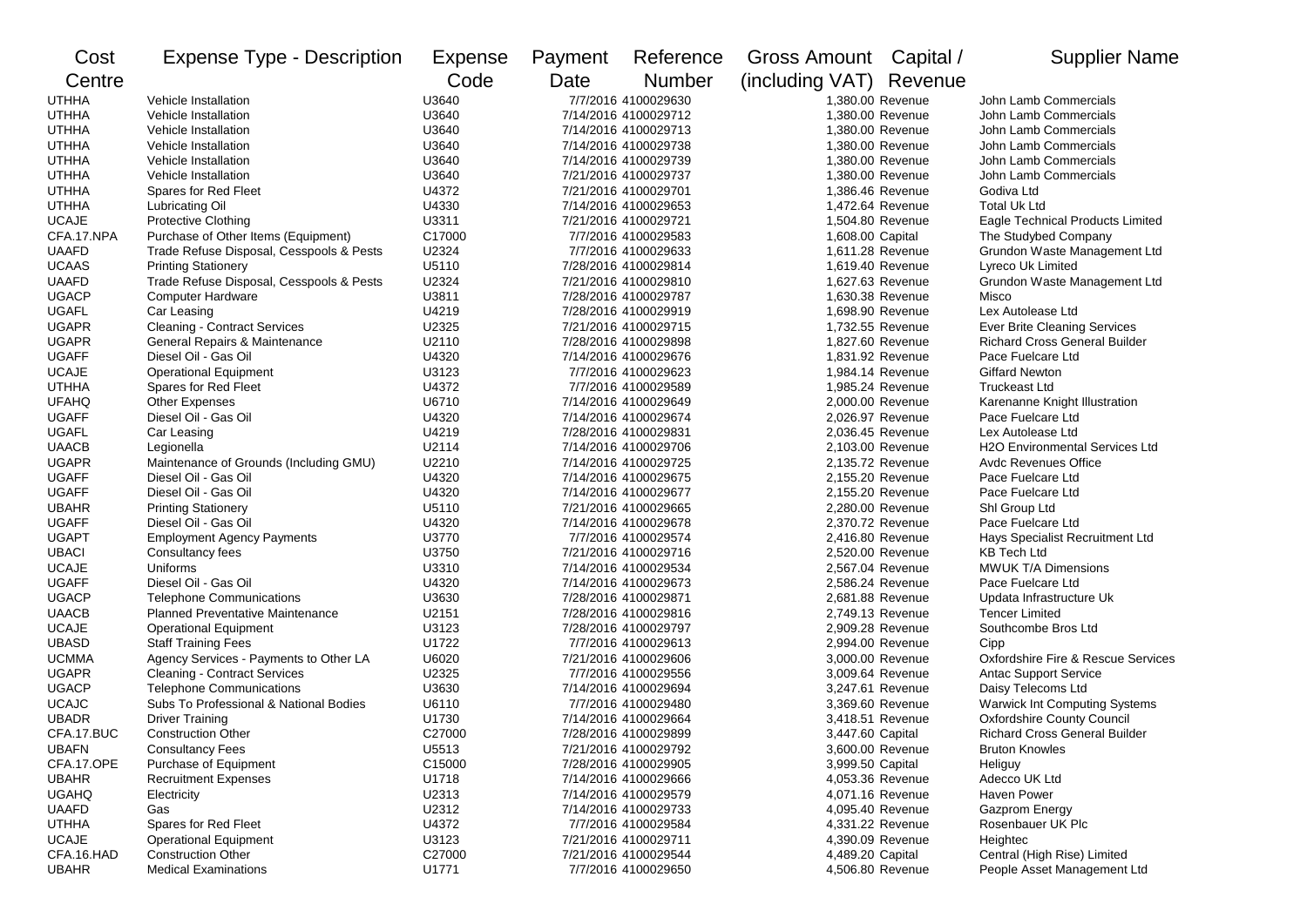| Cost Centre | Expense Type - Description | Expense Code | Payment Date | Reference Number | Gross Amount (including VAT) | Capital / Revenue | Supplier Name |
|---|---|---|---|---|---|---|---|
| UTHHA | Vehicle Installation | U3640 | 7/7/2016 | 4100029630 | 1,380.00 | Revenue | John Lamb Commercials |
| UTHHA | Vehicle Installation | U3640 | 7/14/2016 | 4100029712 | 1,380.00 | Revenue | John Lamb Commercials |
| UTHHA | Vehicle Installation | U3640 | 7/14/2016 | 4100029713 | 1,380.00 | Revenue | John Lamb Commercials |
| UTHHA | Vehicle Installation | U3640 | 7/14/2016 | 4100029738 | 1,380.00 | Revenue | John Lamb Commercials |
| UTHHA | Vehicle Installation | U3640 | 7/14/2016 | 4100029739 | 1,380.00 | Revenue | John Lamb Commercials |
| UTHHA | Vehicle Installation | U3640 | 7/21/2016 | 4100029737 | 1,380.00 | Revenue | John Lamb Commercials |
| UTHHA | Spares for Red Fleet | U4372 | 7/21/2016 | 4100029701 | 1,386.46 | Revenue | Godiva Ltd |
| UTHHA | Lubricating Oil | U4330 | 7/14/2016 | 4100029653 | 1,472.64 | Revenue | Total Uk Ltd |
| UCAJE | Protective Clothing | U3311 | 7/21/2016 | 4100029721 | 1,504.80 | Revenue | Eagle Technical Products Limited |
| CFA.17.NPA | Purchase of Other Items (Equipment) | C17000 | 7/7/2016 | 4100029583 | 1,608.00 | Capital | The Studybed Company |
| UAAFD | Trade Refuse Disposal, Cesspools & Pests | U2324 | 7/7/2016 | 4100029633 | 1,611.28 | Revenue | Grundon Waste Management Ltd |
| UCAAS | Printing Stationery | U5110 | 7/28/2016 | 4100029814 | 1,619.40 | Revenue | Lyreco Uk Limited |
| UAAFD | Trade Refuse Disposal, Cesspools & Pests | U2324 | 7/21/2016 | 4100029810 | 1,627.63 | Revenue | Grundon Waste Management Ltd |
| UGACP | Computer Hardware | U3811 | 7/28/2016 | 4100029787 | 1,630.38 | Revenue | Misco |
| UGAFL | Car Leasing | U4219 | 7/28/2016 | 4100029919 | 1,698.90 | Revenue | Lex Autolease Ltd |
| UGAPR | Cleaning - Contract Services | U2325 | 7/21/2016 | 4100029715 | 1,732.55 | Revenue | Ever Brite Cleaning Services |
| UGAPR | General Repairs & Maintenance | U2110 | 7/28/2016 | 4100029898 | 1,827.60 | Revenue | Richard Cross General Builder |
| UGAFF | Diesel Oil - Gas Oil | U4320 | 7/14/2016 | 4100029676 | 1,831.92 | Revenue | Pace Fuelcare Ltd |
| UCAJE | Operational Equipment | U3123 | 7/7/2016 | 4100029623 | 1,984.14 | Revenue | Giffard Newton |
| UTHHA | Spares for Red Fleet | U4372 | 7/7/2016 | 4100029589 | 1,985.24 | Revenue | Truckeast Ltd |
| UFAHQ | Other Expenses | U6710 | 7/14/2016 | 4100029649 | 2,000.00 | Revenue | Karenanne Knight Illustration |
| UGAFF | Diesel Oil - Gas Oil | U4320 | 7/14/2016 | 4100029674 | 2,026.97 | Revenue | Pace Fuelcare Ltd |
| UGAFL | Car Leasing | U4219 | 7/28/2016 | 4100029831 | 2,036.45 | Revenue | Lex Autolease Ltd |
| UAACB | Legionella | U2114 | 7/14/2016 | 4100029706 | 2,103.00 | Revenue | H2O Environmental Services Ltd |
| UGAPR | Maintenance of Grounds (Including GMU) | U2210 | 7/14/2016 | 4100029725 | 2,135.72 | Revenue | Avdc Revenues Office |
| UGAFF | Diesel Oil - Gas Oil | U4320 | 7/14/2016 | 4100029675 | 2,155.20 | Revenue | Pace Fuelcare Ltd |
| UGAFF | Diesel Oil - Gas Oil | U4320 | 7/14/2016 | 4100029677 | 2,155.20 | Revenue | Pace Fuelcare Ltd |
| UBAHR | Printing Stationery | U5110 | 7/21/2016 | 4100029665 | 2,280.00 | Revenue | Shl Group Ltd |
| UGAFF | Diesel Oil - Gas Oil | U4320 | 7/14/2016 | 4100029678 | 2,370.72 | Revenue | Pace Fuelcare Ltd |
| UGAPT | Employment Agency Payments | U3770 | 7/7/2016 | 4100029574 | 2,416.80 | Revenue | Hays Specialist Recruitment Ltd |
| UBACI | Consultancy fees | U3750 | 7/21/2016 | 4100029716 | 2,520.00 | Revenue | KB Tech Ltd |
| UCAJE | Uniforms | U3310 | 7/14/2016 | 4100029534 | 2,567.04 | Revenue | MWUK T/A Dimensions |
| UGAFF | Diesel Oil - Gas Oil | U4320 | 7/14/2016 | 4100029673 | 2,586.24 | Revenue | Pace Fuelcare Ltd |
| UGACP | Telephone Communications | U3630 | 7/28/2016 | 4100029871 | 2,681.88 | Revenue | Updata Infrastructure Uk |
| UAACB | Planned Preventative Maintenance | U2151 | 7/28/2016 | 4100029816 | 2,749.13 | Revenue | Tencer Limited |
| UCAJE | Operational Equipment | U3123 | 7/28/2016 | 4100029797 | 2,909.28 | Revenue | Southcombe Bros Ltd |
| UBASD | Staff Training Fees | U1722 | 7/7/2016 | 4100029613 | 2,994.00 | Revenue | Cipp |
| UCMMA | Agency Services - Payments to Other LA | U6020 | 7/21/2016 | 4100029606 | 3,000.00 | Revenue | Oxfordshire Fire & Rescue Services |
| UGAPR | Cleaning - Contract Services | U2325 | 7/7/2016 | 4100029556 | 3,009.64 | Revenue | Antac Support Service |
| UGACP | Telephone Communications | U3630 | 7/14/2016 | 4100029694 | 3,247.61 | Revenue | Daisy Telecoms Ltd |
| UCAJC | Subs To Professional & National Bodies | U6110 | 7/7/2016 | 4100029480 | 3,369.60 | Revenue | Warwick Int Computing Systems |
| UBADR | Driver Training | U1730 | 7/14/2016 | 4100029664 | 3,418.51 | Revenue | Oxfordshire County Council |
| CFA.17.BUC | Construction Other | C27000 | 7/28/2016 | 4100029899 | 3,447.60 | Capital | Richard Cross General Builder |
| UBAFN | Consultancy Fees | U5513 | 7/21/2016 | 4100029792 | 3,600.00 | Revenue | Bruton Knowles |
| CFA.17.OPE | Purchase of Equipment | C15000 | 7/28/2016 | 4100029905 | 3,999.50 | Capital | Heliguy |
| UBAHR | Recruitment Expenses | U1718 | 7/14/2016 | 4100029666 | 4,053.36 | Revenue | Adecco UK Ltd |
| UGAHQ | Electricity | U2313 | 7/14/2016 | 4100029579 | 4,071.16 | Revenue | Haven Power |
| UAAFD | Gas | U2312 | 7/14/2016 | 4100029733 | 4,095.40 | Revenue | Gazprom Energy |
| UTHHA | Spares for Red Fleet | U4372 | 7/7/2016 | 4100029584 | 4,331.22 | Revenue | Rosenbauer UK Plc |
| UCAJE | Operational Equipment | U3123 | 7/21/2016 | 4100029711 | 4,390.09 | Revenue | Heightec |
| CFA.16.HAD | Construction Other | C27000 | 7/21/2016 | 4100029544 | 4,489.20 | Capital | Central (High Rise) Limited |
| UBAHR | Medical Examinations | U1771 | 7/7/2016 | 4100029650 | 4,506.80 | Revenue | People Asset Management Ltd |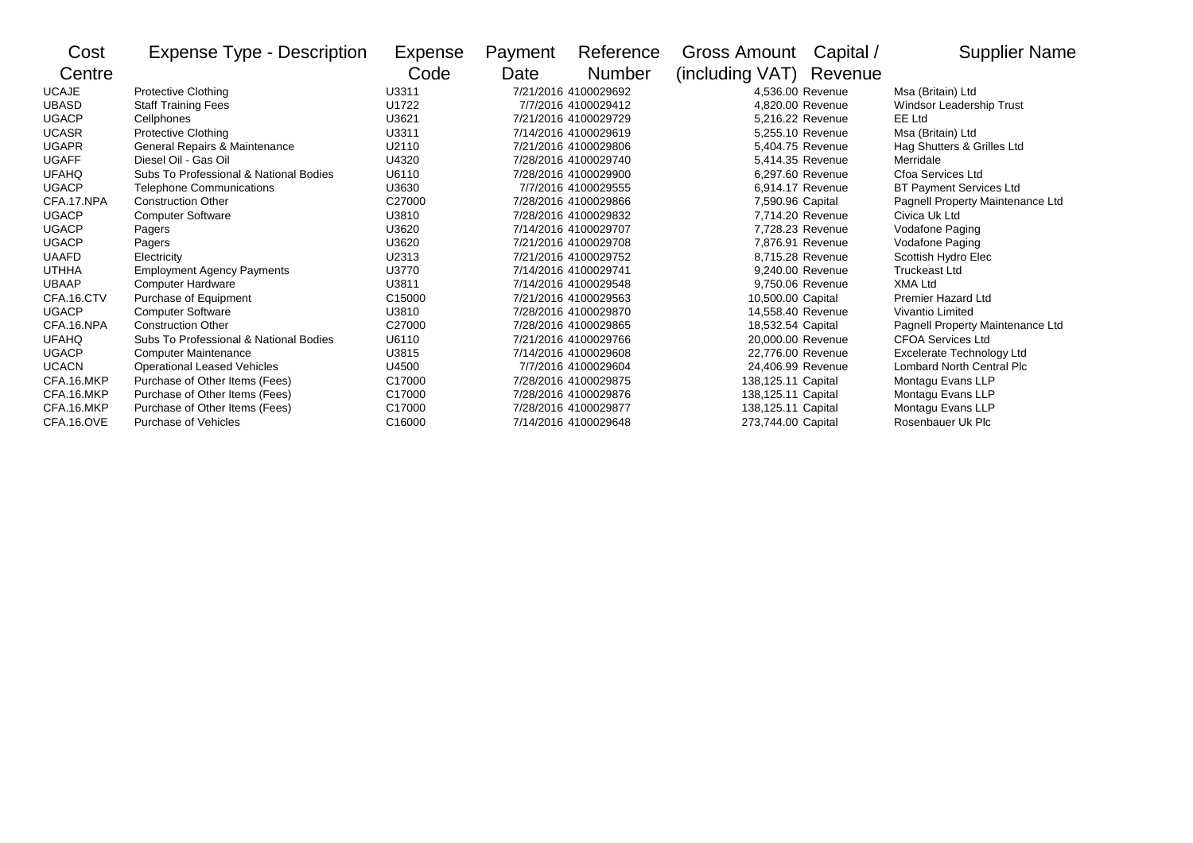| Cost Centre | Expense Type - Description | Expense Code | Payment Date | Reference Number | Gross Amount (including VAT) | Capital / Revenue | Supplier Name |
|---|---|---|---|---|---|---|---|
| UCAJE | Protective Clothing | U3311 | 7/21/2016 | 4100029692 | 4,536.00 | Revenue | Msa (Britain) Ltd |
| UBASD | Staff Training Fees | U1722 | 7/7/2016 | 4100029412 | 4,820.00 | Revenue | Windsor Leadership Trust |
| UGACP | Cellphones | U3621 | 7/21/2016 | 4100029729 | 5,216.22 | Revenue | EE Ltd |
| UCASR | Protective Clothing | U3311 | 7/14/2016 | 4100029619 | 5,255.10 | Revenue | Msa (Britain) Ltd |
| UGAPR | General Repairs & Maintenance | U2110 | 7/21/2016 | 4100029806 | 5,404.75 | Revenue | Hag Shutters & Grilles Ltd |
| UGAFF | Diesel Oil - Gas Oil | U4320 | 7/28/2016 | 4100029740 | 5,414.35 | Revenue | Merridale |
| UFAHQ | Subs To Professional & National Bodies | U6110 | 7/28/2016 | 4100029900 | 6,297.60 | Revenue | Cfoa Services Ltd |
| UGACP | Telephone Communications | U3630 | 7/7/2016 | 4100029555 | 6,914.17 | Revenue | BT Payment Services Ltd |
| CFA.17.NPA | Construction Other | C27000 | 7/28/2016 | 4100029866 | 7,590.96 | Capital | Pagnell Property Maintenance Ltd |
| UGACP | Computer Software | U3810 | 7/28/2016 | 4100029832 | 7,714.20 | Revenue | Civica Uk Ltd |
| UGACP | Pagers | U3620 | 7/14/2016 | 4100029707 | 7,728.23 | Revenue | Vodafone Paging |
| UGACP | Pagers | U3620 | 7/21/2016 | 4100029708 | 7,876.91 | Revenue | Vodafone Paging |
| UAAFD | Electricity | U2313 | 7/21/2016 | 4100029752 | 8,715.28 | Revenue | Scottish Hydro Elec |
| UTHHA | Employment Agency Payments | U3770 | 7/14/2016 | 4100029741 | 9,240.00 | Revenue | Truckeast Ltd |
| UBAAP | Computer Hardware | U3811 | 7/14/2016 | 4100029548 | 9,750.06 | Revenue | XMA Ltd |
| CFA.16.CTV | Purchase of Equipment | C15000 | 7/21/2016 | 4100029563 | 10,500.00 | Capital | Premier Hazard Ltd |
| UGACP | Computer Software | U3810 | 7/28/2016 | 4100029870 | 14,558.40 | Revenue | Vivantio Limited |
| CFA.16.NPA | Construction Other | C27000 | 7/28/2016 | 4100029865 | 18,532.54 | Capital | Pagnell Property Maintenance Ltd |
| UFAHQ | Subs To Professional & National Bodies | U6110 | 7/21/2016 | 4100029766 | 20,000.00 | Revenue | CFOA Services Ltd |
| UGACP | Computer Maintenance | U3815 | 7/14/2016 | 4100029608 | 22,776.00 | Revenue | Excelerate Technology Ltd |
| UCACN | Operational Leased Vehicles | U4500 | 7/7/2016 | 4100029604 | 24,406.99 | Revenue | Lombard North Central Plc |
| CFA.16.MKP | Purchase of Other Items (Fees) | C17000 | 7/28/2016 | 4100029875 | 138,125.11 | Capital | Montagu Evans LLP |
| CFA.16.MKP | Purchase of Other Items (Fees) | C17000 | 7/28/2016 | 4100029876 | 138,125.11 | Capital | Montagu Evans LLP |
| CFA.16.MKP | Purchase of Other Items (Fees) | C17000 | 7/28/2016 | 4100029877 | 138,125.11 | Capital | Montagu Evans LLP |
| CFA.16.OVE | Purchase of Vehicles | C16000 | 7/14/2016 | 4100029648 | 273,744.00 | Capital | Rosenbauer Uk Plc |